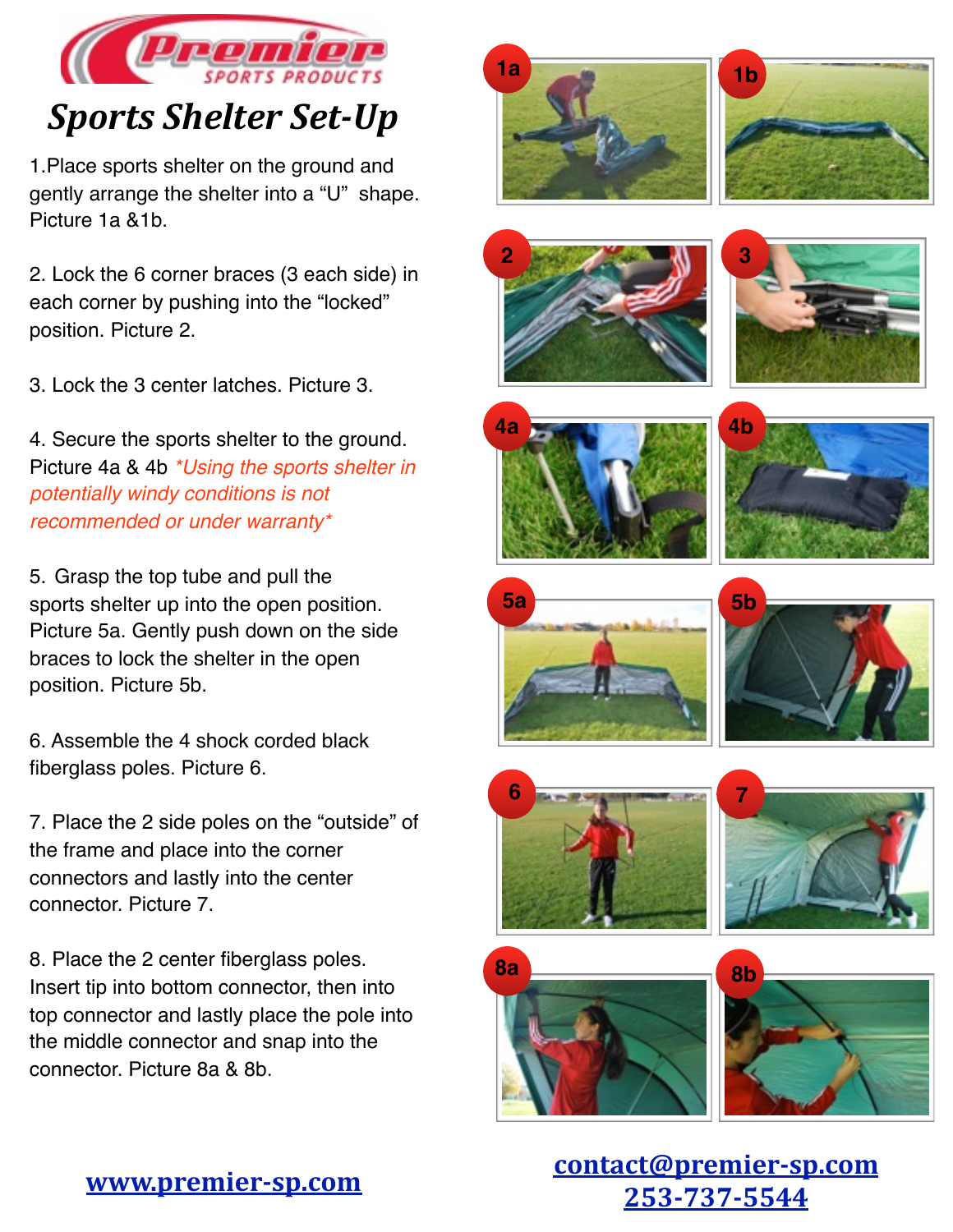# Sports Shelter Set-Up

1.Place sports shelter on the ground and gently arrange the shelter into a “U” shape. Picture 1a &1b.

2. Lock the 6 corner braces (3 each side) in each corner by pushing into the “locked” position. Picture 2.

3. Lock the 3 center latches. Picture 3.

4. Secure the sports shelter to the ground. Picture 4a & 4b *\*Using the sports shelter in potentially windy conditions is not recommended or under warranty\**

5. Grasp the top tube and pull the sports shelter up into the open position. Picture 5a. Gently push down on the side braces to lock the shelter in the open position. Picture 5b.

6. Assemble the 4 shock corded black fiberglass poles. Picture 6.

7. Place the 2 side poles on the “outside” of the frame and place into the corner connectors and lastly into the center connector. Picture 7.

8. Place the 2 center fiberglass poles. Insert tip into bottom connector, then into top connector and lastly place the pole into the middle connector and snap into the connector. Picture 8a & 8b.

**www.premier-sp.com**

**contact@premier-sp.com**
**253-737-5544**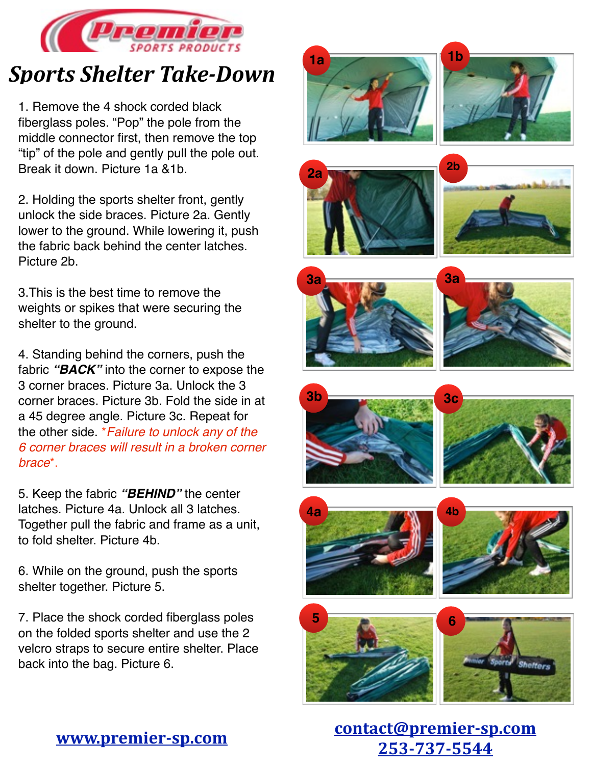# Sports Shelter Take-Down

1. Remove the 4 shock corded black fiberglass poles. "Pop" the pole from the middle connector first, then remove the top "tip" of the pole and gently pull the pole out. Break it down. Picture 1a &1b.

2. Holding the sports shelter front, gently unlock the side braces. Picture 2a. Gently lower to the ground. While lowering it, push the fabric back behind the center latches. Picture 2b.

3.This is the best time to remove the weights or spikes that were securing the shelter to the ground.

4. Standing behind the corners, push the fabric ***"BACK"*** into the corner to expose the 3 corner braces. Picture 3a. Unlock the 3 corner braces. Picture 3b. Fold the side in at a 45 degree angle. Picture 3c. Repeat for the other side. *\*Failure to unlock any of the 6 corner braces will result in a broken corner brace\*.*

5. Keep the fabric ***"BEHIND"*** the center latches. Picture 4a. Unlock all 3 latches. Together pull the fabric and frame as a unit, to fold shelter. Picture 4b.

6. While on the ground, push the sports shelter together. Picture 5.

7. Place the shock corded fiberglass poles on the folded sports shelter and use the 2 velcro straps to secure entire shelter. Place back into the bag. Picture 6.

1a

1b

2a

2b

3a

3a

3b

3c

4a

4b

5

6

www.premier-sp.com

contact@premier-sp.com
253-737-5544